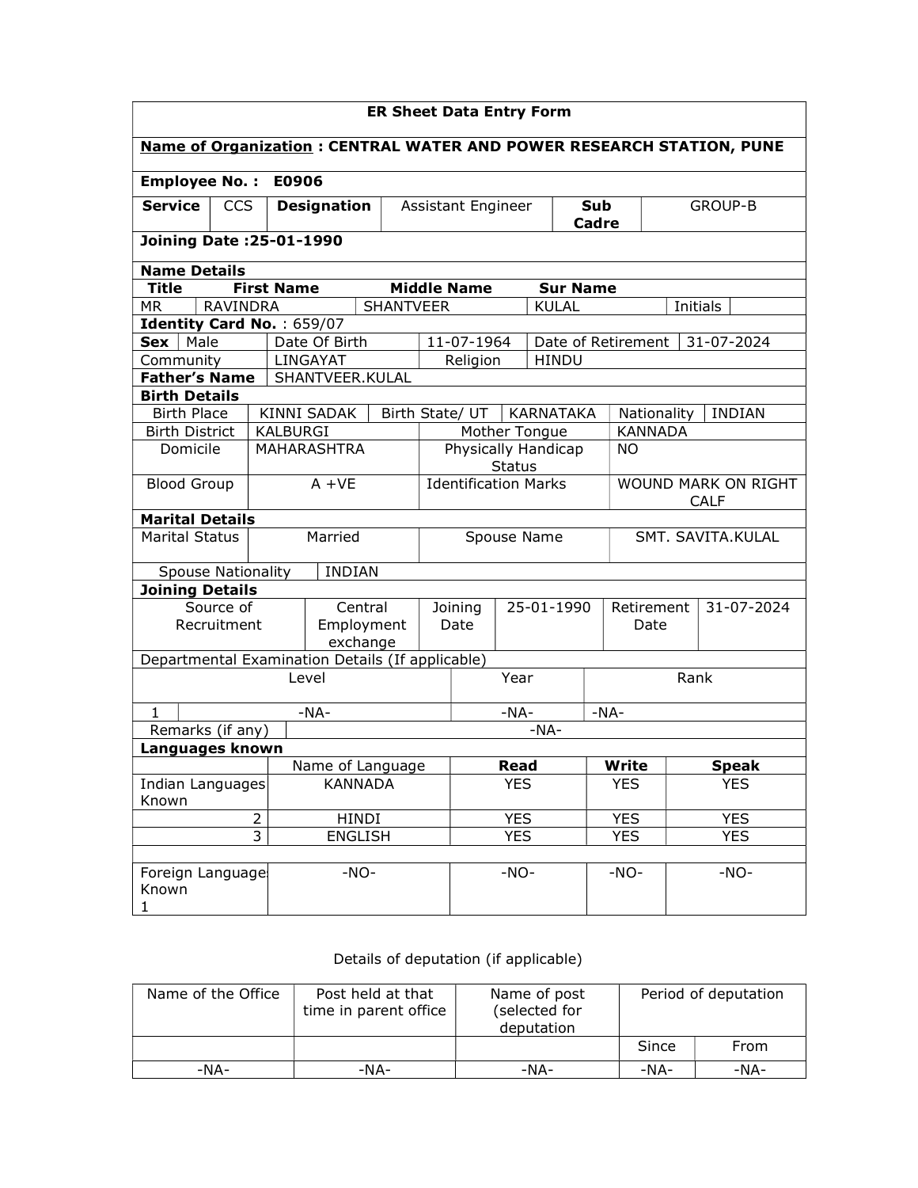# ER Sheet Data Entry Form

**Name of Organization : CENTRAL WATER AND POWER RESEARCH STATION, PUNE**

**Employee No. : E0906**

| **Service** | CCS | **Designation** | Assistant Engineer | **Sub Cadre** | GROUP-B |
|---|---|---|---|---|---|

**Joining Date :25-01-1990**

**Name Details**

| **Title** | **First Name** | **Middle Name** | **Sur Name** | | |
|---|---|---|---|---|---|
| MR | RAVINDRA | SHANTVEER | KULAL | Initials | |

**Identity Card No.** : 659/07

| **Sex** | Male | Date Of Birth | 11-07-1964 | Date of Retirement | 31-07-2024 |
|---|---|---|---|---|---|
| Community | LINGAYAT | Religion | HINDU | | |
| **Father's Name** | SHANTVEER.KULAL | | | | |

**Birth Details**

| Birth Place | KINNI SADAK | Birth State/ UT | KARNATAKA | Nationality | INDIAN |
|---|---|---|---|---|---|
| Birth District | KALBURGI | Mother Tongue | KANNADA | | |
| Domicile | MAHARASHTRA | Physically Handicap Status | NO | | |
| Blood Group | A +VE | Identification Marks | WOUND MARK ON RIGHT CALF | | |

**Marital Details**

| Marital Status | Married | Spouse Name | SMT. SAVITA.KULAL |
|---|---|---|---|
| Spouse Nationality | INDIAN | | |

**Joining Details**

| Source of Recruitment | Central Employment exchange | Joining Date | 25-01-1990 | Retirement Date | 31-07-2024 |
|---|---|---|---|---|---|

Departmental Examination Details (If applicable)

| | Level | Year | Rank |
|---|---|---|---|
| 1 | -NA- | -NA- | -NA- |
| Remarks (if any) | -NA- | | |

**Languages known**

| | Name of Language | **Read** | **Write** | **Speak** |
|---|---|---|---|---|
| Indian Languages Known | KANNADA | YES | YES | YES |
| 2 | HINDI | YES | YES | YES |
| 3 | ENGLISH | YES | YES | YES |
| | | | | |
| Foreign Languages Known 1 | -NO- | -NO- | -NO- | -NO- |

Details of deputation (if applicable)

| Name of the Office | Post held at that time in parent office | Name of post (selected for deputation | Period of deputation | |
|---|---|---|---|---|
| | | | Since | From |
| -NA- | -NA- | -NA- | -NA- | -NA- |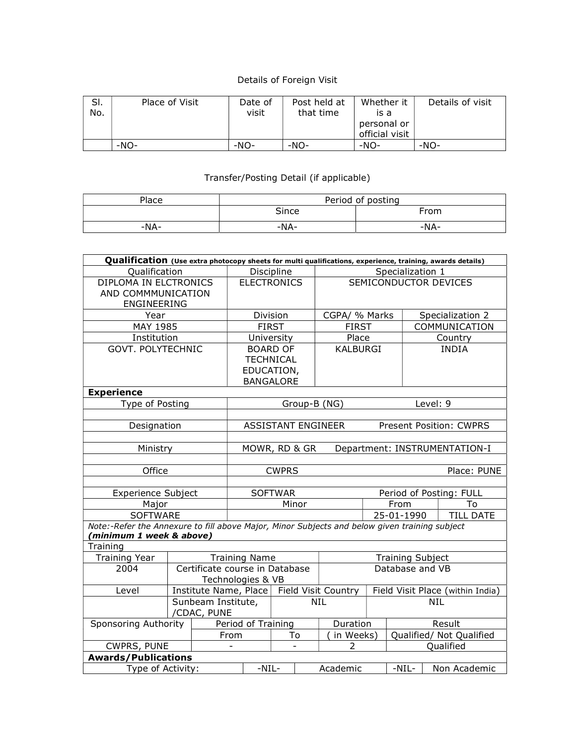## Details of Foreign Visit

| Sl. No. | Place of Visit | Date of visit | Post held at that time | Whether it is a personal or official visit | Details of visit |
|---|---|---|---|---|---|
| | -NO- | -NO- | -NO- | -NO- | -NO- |

## Transfer/Posting Detail (if applicable)

| Place | Period of posting | |
|---|---|---|
| | Since | From |
| -NA- | -NA- | -NA- |

| **Qualification** (Use extra photocopy sheets for multi qualifications, experience, training, awards details) | | | |
|---|---|---|---|
| Qualification | Discipline | Specialization 1 | |
| DIPLOMA IN ELCTRONICS AND COMMMUNICATION ENGINEERING | ELECTRONICS | SEMICONDUCTOR DEVICES | |
| Year | Division | CGPA/ % Marks | Specialization 2 |
| MAY 1985 | FIRST | FIRST | COMMUNICATION |
| Institution | University | Place | Country |
| GOVT. POLYTECHNIC | BOARD OF TECHNICAL EDUCATION, BANGALORE | KALBURGI | INDIA |

| **Experience** | | | |
|---|---|---|---|
| Type of Posting | Group-B (NG) | Level: 9 | |
| Designation | ASSISTANT ENGINEER | Present Position: CWPRS | |
| Ministry | MOWR, RD & GR | Department: INSTRUMENTATION-I | |
| Office | CWPRS | Place: PUNE | |
| Experience Subject | SOFTWAR | Period of Posting: FULL | |
| Major | Minor | From | To |
| SOFTWARE | | 25-01-1990 | TILL DATE |

*Note:-Refer the Annexure to fill above Major, Minor Subjects and below given training subject* ***(minimum 1 week & above)***

| Training | | | |
|---|---|---|---|
| Training Year | Training Name | Training Subject | |
| 2004 | Certificate course in Database Technologies & VB | Database and VB | |
| Level | Institute Name, Place | Field Visit Country | Field Visit Place (within India) |
| | Sunbeam Institute, /CDAC, PUNE | NIL | NIL |

| Sponsoring Authority | Period of Training | | Duration | Result |
|---|---|---|---|---|
| | From | To | ( in Weeks) | Qualified/ Not Qualified |
| CWPRS, PUNE | - | - | 2 | Qualified |

| **Awards/Publications** | | | | |
|---|---|---|---|---|
| Type of Activity: | -NIL- | Academic | -NIL- | Non Academic |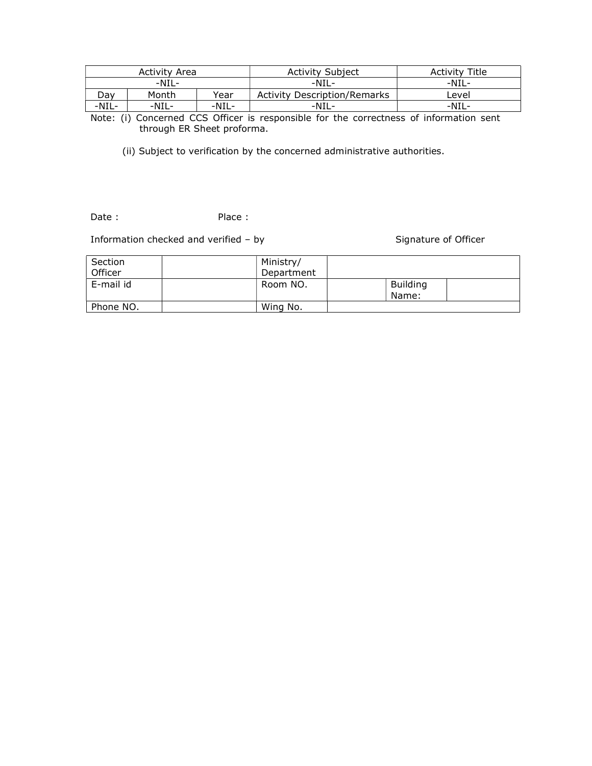| Activity Area | | | Activity Subject | Activity Title |
|---|---|---|---|---|
| -NIL- | | | -NIL- | -NIL- |
| Day | Month | Year | Activity Description/Remarks | Level |
| -NIL- | -NIL- | -NIL- | -NIL- | -NIL- |

Note: (i) Concerned CCS Officer is responsible for the correctness of information sent through ER Sheet proforma.

(ii) Subject to verification by the concerned administrative authorities.

Date : Place :

Information checked and verified – by Signature of Officer

| | | | | | |
|---|---|---|---|---|---|
| Section Officer | | Ministry/ Department | | | |
| E-mail id | | Room NO. | | Building Name: | |
| Phone NO. | | Wing No. | | | |